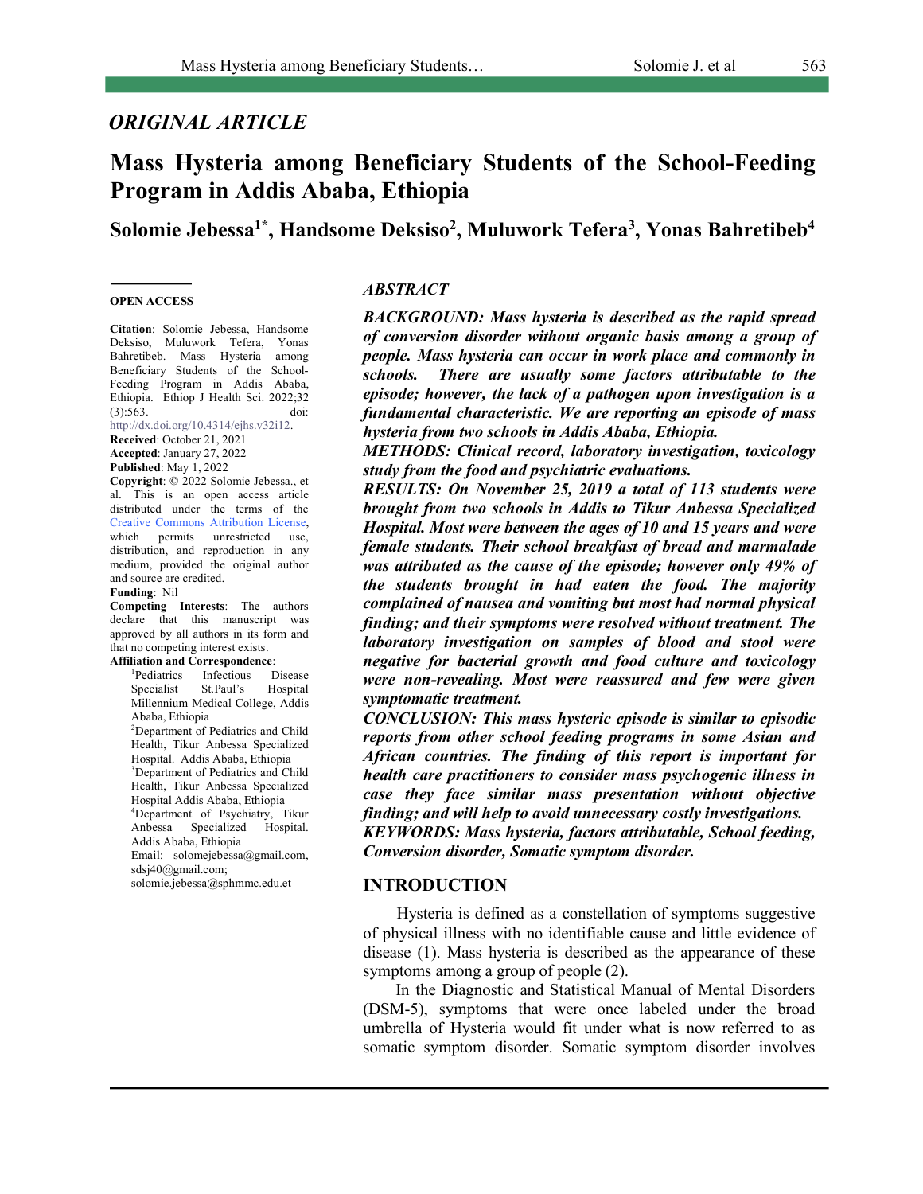## *ORIGINAL ARTICLE*

# Mass Hysteria among Beneficiary Students of the School-Feeding Program in Addis Ababa, Ethiopia

**Solomie Jebessa[1*], Handsome Deksiso[2], Muluwork Tefera[3], Yonas Bahretibeb[4]**

**OPEN ACCESS**

**Citation**: Solomie Jebessa, Handsome Deksiso, Muluwork Tefera, Yonas Bahretibeb. Mass Hysteria among Beneficiary Students of the School-Feeding Program in Addis Ababa, Ethiopia. Ethiop J Health Sci. 2022;32 (3):563. doi: http://dx.doi.org/10.4314/ejhs.v32i12.
**Received**: October 21, 2021
**Accepted**: January 27, 2022
**Published**: May 1, 2022
**Copyright**: © 2022 Solomie Jebessa., et al. This is an open access article distributed under the terms of the Creative Commons Attribution License, which permits unrestricted use, distribution, and reproduction in any medium, provided the original author and source are credited.
**Funding**: Nil
**Competing Interests**: The authors declare that this manuscript was approved by all authors in its form and that no competing interest exists.
**Affiliation and Correspondence**:
[1]Pediatrics Infectious Disease Specialist St.Paul's Hospital Millennium Medical College, Addis Ababa, Ethiopia
[2]Department of Pediatrics and Child Health, Tikur Anbessa Specialized Hospital. Addis Ababa, Ethiopia
[3]Department of Pediatrics and Child Health, Tikur Anbessa Specialized Hospital Addis Ababa, Ethiopia
[4]Department of Psychiatry, Tikur Anbessa Specialized Hospital. Addis Ababa, Ethiopia
Email: solomejebessa@gmail.com, sdsj40@gmail.com; solomie.jebessa@sphmmc.edu.et

## *ABSTRACT*

***BACKGROUND: Mass hysteria is described as the rapid spread of conversion disorder without organic basis among a group of people. Mass hysteria can occur in work place and commonly in schools. There are usually some factors attributable to the episode; however, the lack of a pathogen upon investigation is a fundamental characteristic. We are reporting an episode of mass hysteria from two schools in Addis Ababa, Ethiopia.***

***METHODS: Clinical record, laboratory investigation, toxicology study from the food and psychiatric evaluations.***

***RESULTS: On November 25, 2019 a total of 113 students were brought from two schools in Addis to Tikur Anbessa Specialized Hospital. Most were between the ages of 10 and 15 years and were female students. Their school breakfast of bread and marmalade was attributed as the cause of the episode; however only 49% of the students brought in had eaten the food. The majority complained of nausea and vomiting but most had normal physical finding; and their symptoms were resolved without treatment. The laboratory investigation on samples of blood and stool were negative for bacterial growth and food culture and toxicology were non-revealing. Most were reassured and few were given symptomatic treatment.***

***CONCLUSION: This mass hysteric episode is similar to episodic reports from other school feeding programs in some Asian and African countries. The finding of this report is important for health care practitioners to consider mass psychogenic illness in case they face similar mass presentation without objective finding; and will help to avoid unnecessary costly investigations.***

***KEYWORDS: Mass hysteria, factors attributable, School feeding, Conversion disorder, Somatic symptom disorder.***

## INTRODUCTION

Hysteria is defined as a constellation of symptoms suggestive of physical illness with no identifiable cause and little evidence of disease (1). Mass hysteria is described as the appearance of these symptoms among a group of people (2).

In the Diagnostic and Statistical Manual of Mental Disorders (DSM-5), symptoms that were once labeled under the broad umbrella of Hysteria would fit under what is now referred to as somatic symptom disorder. Somatic symptom disorder involves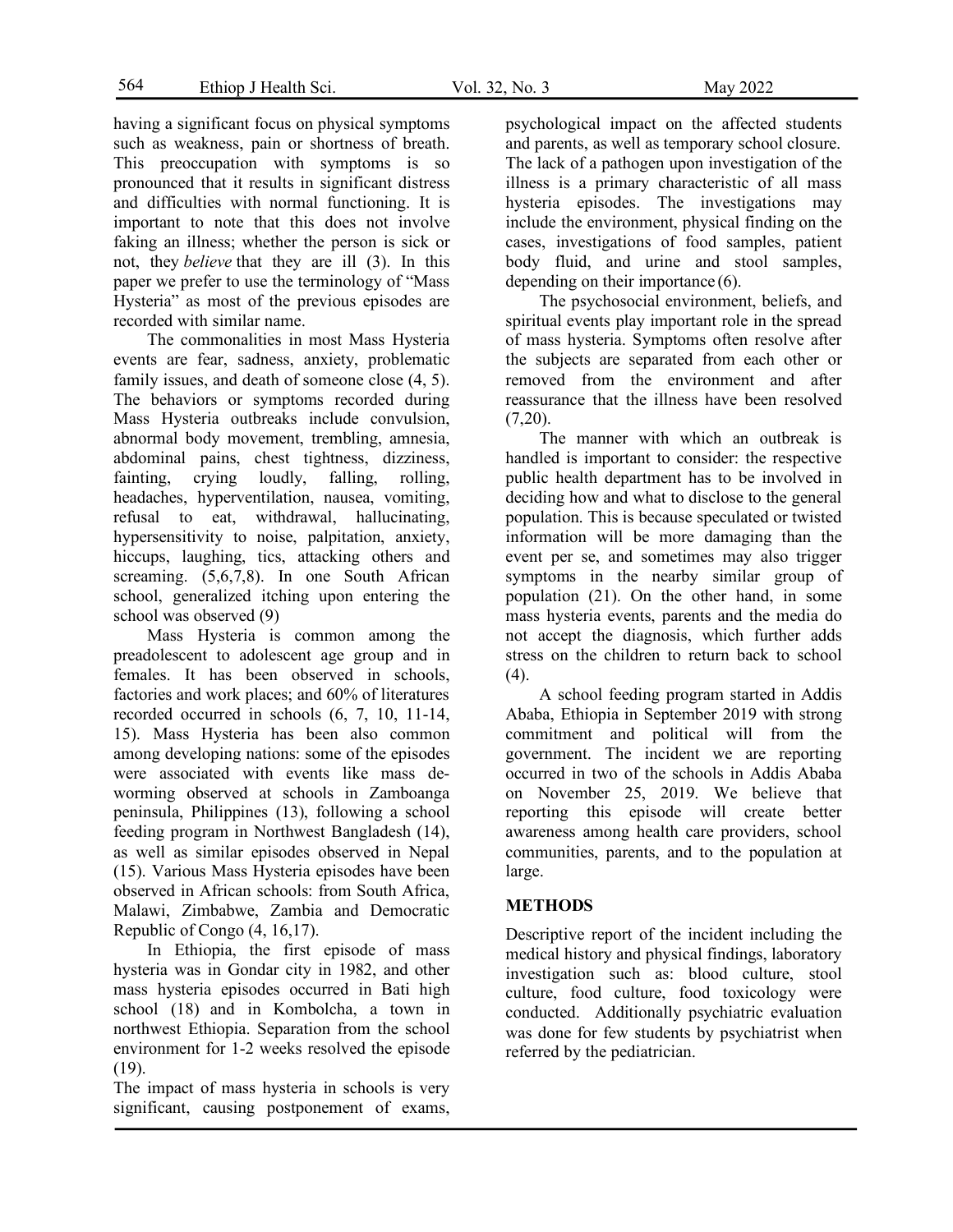having a significant focus on physical symptoms such as weakness, pain or shortness of breath. This preoccupation with symptoms is so pronounced that it results in significant distress and difficulties with normal functioning. It is important to note that this does not involve faking an illness; whether the person is sick or not, they *believe* that they are ill (3). In this paper we prefer to use the terminology of "Mass Hysteria" as most of the previous episodes are recorded with similar name.

The commonalities in most Mass Hysteria events are fear, sadness, anxiety, problematic family issues, and death of someone close (4, 5). The behaviors or symptoms recorded during Mass Hysteria outbreaks include convulsion, abnormal body movement, trembling, amnesia, abdominal pains, chest tightness, dizziness, fainting, crying loudly, falling, rolling, headaches, hyperventilation, nausea, vomiting, refusal to eat, withdrawal, hallucinating, hypersensitivity to noise, palpitation, anxiety, hiccups, laughing, tics, attacking others and screaming. (5,6,7,8). In one South African school, generalized itching upon entering the school was observed (9)

Mass Hysteria is common among the preadolescent to adolescent age group and in females. It has been observed in schools, factories and work places; and 60% of literatures recorded occurred in schools (6, 7, 10, 11-14, 15). Mass Hysteria has been also common among developing nations: some of the episodes were associated with events like mass de-worming observed at schools in Zamboanga peninsula, Philippines (13), following a school feeding program in Northwest Bangladesh (14), as well as similar episodes observed in Nepal (15). Various Mass Hysteria episodes have been observed in African schools: from South Africa, Malawi, Zimbabwe, Zambia and Democratic Republic of Congo (4, 16,17).

In Ethiopia, the first episode of mass hysteria was in Gondar city in 1982, and other mass hysteria episodes occurred in Bati high school (18) and in Kombolcha, a town in northwest Ethiopia. Separation from the school environment for 1-2 weeks resolved the episode (19).

The impact of mass hysteria in schools is very significant, causing postponement of exams, psychological impact on the affected students and parents, as well as temporary school closure. The lack of a pathogen upon investigation of the illness is a primary characteristic of all mass hysteria episodes. The investigations may include the environment, physical finding on the cases, investigations of food samples, patient body fluid, and urine and stool samples, depending on their importance (6).

The psychosocial environment, beliefs, and spiritual events play important role in the spread of mass hysteria. Symptoms often resolve after the subjects are separated from each other or removed from the environment and after reassurance that the illness have been resolved (7,20).

The manner with which an outbreak is handled is important to consider: the respective public health department has to be involved in deciding how and what to disclose to the general population. This is because speculated or twisted information will be more damaging than the event per se, and sometimes may also trigger symptoms in the nearby similar group of population (21). On the other hand, in some mass hysteria events, parents and the media do not accept the diagnosis, which further adds stress on the children to return back to school (4).

A school feeding program started in Addis Ababa, Ethiopia in September 2019 with strong commitment and political will from the government. The incident we are reporting occurred in two of the schools in Addis Ababa on November 25, 2019. We believe that reporting this episode will create better awareness among health care providers, school communities, parents, and to the population at large.

## METHODS

Descriptive report of the incident including the medical history and physical findings, laboratory investigation such as: blood culture, stool culture, food culture, food toxicology were conducted. Additionally psychiatric evaluation was done for few students by psychiatrist when referred by the pediatrician.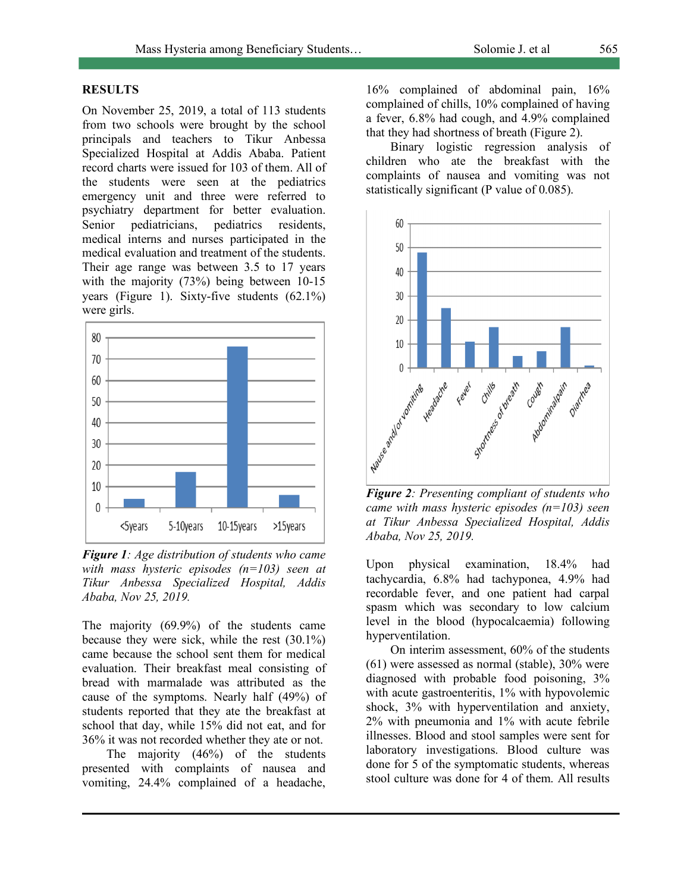## RESULTS

On November 25, 2019, a total of 113 students from two schools were brought by the school principals and teachers to Tikur Anbessa Specialized Hospital at Addis Ababa. Patient record charts were issued for 103 of them. All of the students were seen at the pediatrics emergency unit and three were referred to psychiatry department for better evaluation. Senior pediatricians, pediatrics residents, medical interns and nurses participated in the medical evaluation and treatment of the students. Their age range was between 3.5 to 17 years with the majority (73%) being between 10-15 years (Figure 1). Sixty-five students (62.1%) were girls.

***Figure 1**: Age distribution of students who came with mass hysteric episodes (n=103) seen at Tikur Anbessa Specialized Hospital, Addis Ababa, Nov 25, 2019.*

The majority (69.9%) of the students came because they were sick, while the rest (30.1%) came because the school sent them for medical evaluation. Their breakfast meal consisting of bread with marmalade was attributed as the cause of the symptoms. Nearly half (49%) of students reported that they ate the breakfast at school that day, while 15% did not eat, and for 36% it was not recorded whether they ate or not.

The majority (46%) of the students presented with complaints of nausea and vomiting, 24.4% complained of a headache, 16% complained of abdominal pain, 16% complained of chills, 10% complained of having a fever, 6.8% had cough, and 4.9% complained that they had shortness of breath (Figure 2).

Binary logistic regression analysis of children who ate the breakfast with the complaints of nausea and vomiting was not statistically significant (P value of 0.085).

***Figure 2**: Presenting compliant of students who came with mass hysteric episodes (n=103) seen at Tikur Anbessa Specialized Hospital, Addis Ababa, Nov 25, 2019.*

Upon physical examination, 18.4% had tachycardia, 6.8% had tachyponea, 4.9% had recordable fever, and one patient had carpal spasm which was secondary to low calcium level in the blood (hypocalcaemia) following hyperventilation.

On interim assessment, 60% of the students (61) were assessed as normal (stable), 30% were diagnosed with probable food poisoning, 3% with acute gastroenteritis, 1% with hypovolemic shock, 3% with hyperventilation and anxiety, 2% with pneumonia and 1% with acute febrile illnesses. Blood and stool samples were sent for laboratory investigations. Blood culture was done for 5 of the symptomatic students, whereas stool culture was done for 4 of them. All results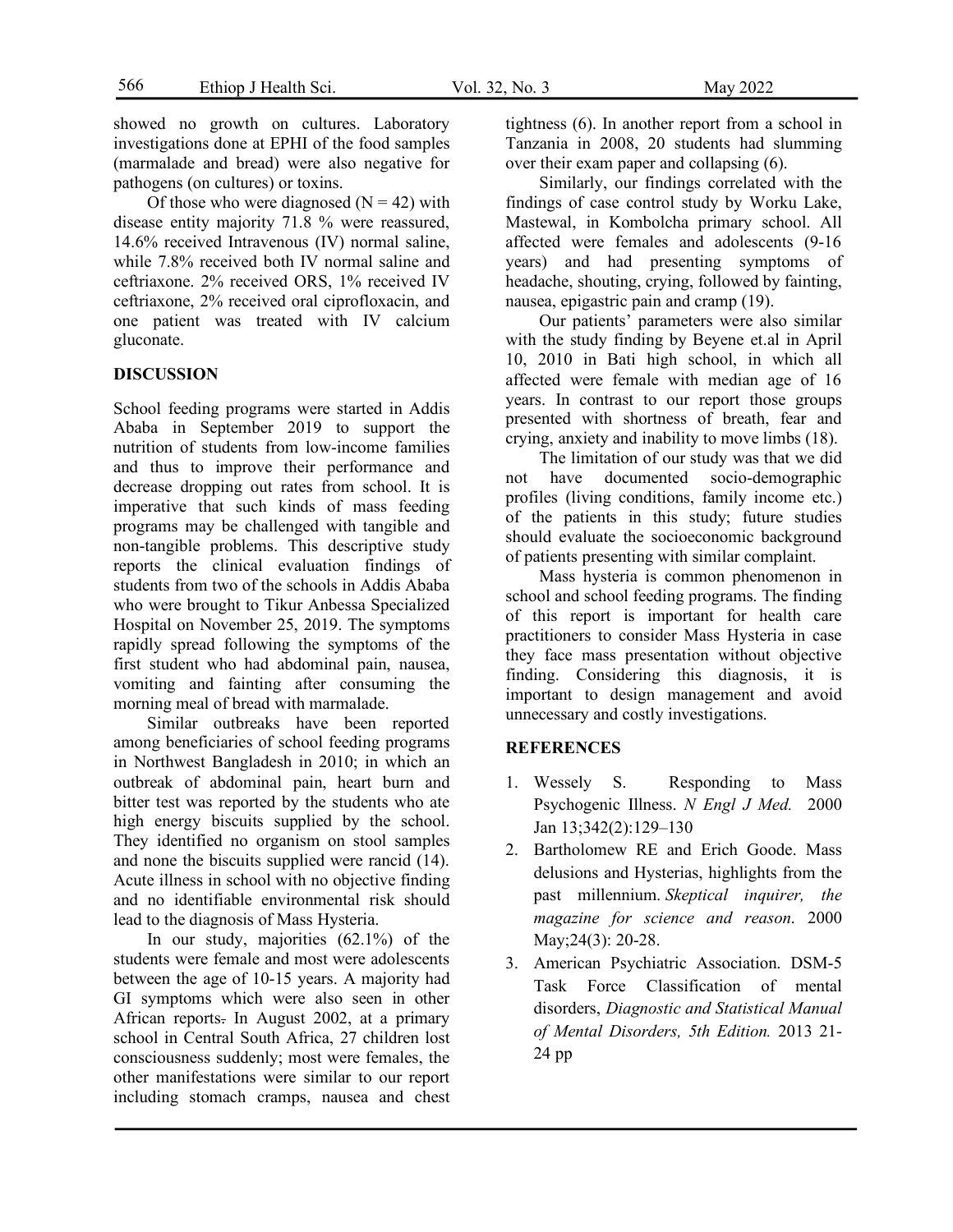showed no growth on cultures. Laboratory investigations done at EPHI of the food samples (marmalade and bread) were also negative for pathogens (on cultures) or toxins.

Of those who were diagnosed (N = 42) with disease entity majority 71.8 % were reassured, 14.6% received Intravenous (IV) normal saline, while 7.8% received both IV normal saline and ceftriaxone. 2% received ORS, 1% received IV ceftriaxone, 2% received oral ciprofloxacin, and one patient was treated with IV calcium gluconate.

## DISCUSSION

School feeding programs were started in Addis Ababa in September 2019 to support the nutrition of students from low-income families and thus to improve their performance and decrease dropping out rates from school. It is imperative that such kinds of mass feeding programs may be challenged with tangible and non-tangible problems. This descriptive study reports the clinical evaluation findings of students from two of the schools in Addis Ababa who were brought to Tikur Anbessa Specialized Hospital on November 25, 2019. The symptoms rapidly spread following the symptoms of the first student who had abdominal pain, nausea, vomiting and fainting after consuming the morning meal of bread with marmalade.

Similar outbreaks have been reported among beneficiaries of school feeding programs in Northwest Bangladesh in 2010; in which an outbreak of abdominal pain, heart burn and bitter test was reported by the students who ate high energy biscuits supplied by the school. They identified no organism on stool samples and none the biscuits supplied were rancid (14). Acute illness in school with no objective finding and no identifiable environmental risk should lead to the diagnosis of Mass Hysteria.

In our study, majorities (62.1%) of the students were female and most were adolescents between the age of 10-15 years. A majority had GI symptoms which were also seen in other African reports. In August 2002, at a primary school in Central South Africa, 27 children lost consciousness suddenly; most were females, the other manifestations were similar to our report including stomach cramps, nausea and chest tightness (6). In another report from a school in Tanzania in 2008, 20 students had slumming over their exam paper and collapsing (6).

Similarly, our findings correlated with the findings of case control study by Worku Lake, Mastewal, in Kombolcha primary school. All affected were females and adolescents (9-16 years) and had presenting symptoms of headache, shouting, crying, followed by fainting, nausea, epigastric pain and cramp (19).

Our patients' parameters were also similar with the study finding by Beyene et.al in April 10, 2010 in Bati high school, in which all affected were female with median age of 16 years. In contrast to our report those groups presented with shortness of breath, fear and crying, anxiety and inability to move limbs (18).

The limitation of our study was that we did not have documented socio-demographic profiles (living conditions, family income etc.) of the patients in this study; future studies should evaluate the socioeconomic background of patients presenting with similar complaint.

Mass hysteria is common phenomenon in school and school feeding programs. The finding of this report is important for health care practitioners to consider Mass Hysteria in case they face mass presentation without objective finding. Considering this diagnosis, it is important to design management and avoid unnecessary and costly investigations.

## REFERENCES

1. Wessely S. Responding to Mass Psychogenic Illness. *N Engl J Med.* 2000 Jan 13;342(2):129–130
2. Bartholomew RE and Erich Goode. Mass delusions and Hysterias, highlights from the past millennium. *Skeptical inquirer, the magazine for science and reason*. 2000 May;24(3): 20-28.
3. American Psychiatric Association. DSM-5 Task Force Classification of mental disorders, *Diagnostic and Statistical Manual of Mental Disorders, 5th Edition.* 2013 21-24 pp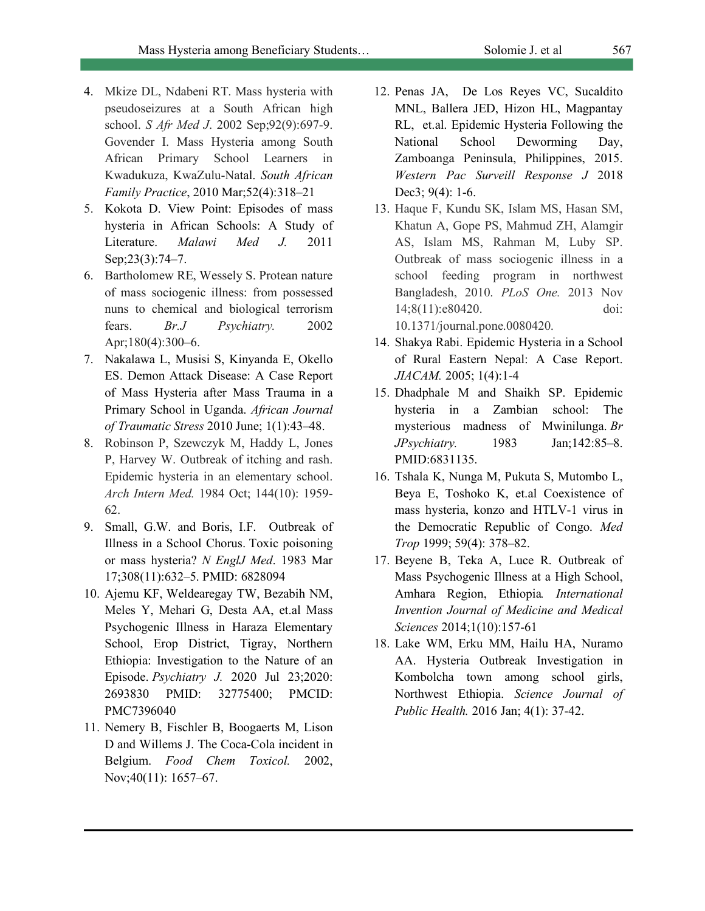4. Mkize DL, Ndabeni RT. Mass hysteria with pseudoseizures at a South African high school. *S Afr Med J.* 2002 Sep;92(9):697-9. Govender I. Mass Hysteria among South African Primary School Learners in Kwadukuza, KwaZulu-Natal. *South African Family Practice*, 2010 Mar;52(4):318–21
5. Kokota D. View Point: Episodes of mass hysteria in African Schools: A Study of Literature. *Malawi Med J.* 2011 Sep;23(3):74–7.
6. Bartholomew RE, Wessely S. Protean nature of mass sociogenic illness: from possessed nuns to chemical and biological terrorism fears. *Br.J Psychiatry.* 2002 Apr;180(4):300–6.
7. Nakalawa L, Musisi S, Kinyanda E, Okello ES. Demon Attack Disease: A Case Report of Mass Hysteria after Mass Trauma in a Primary School in Uganda. *African Journal of Traumatic Stress* 2010 June; 1(1):43–48.
8. Robinson P, Szewczyk M, Haddy L, Jones P, Harvey W. Outbreak of itching and rash. Epidemic hysteria in an elementary school. *Arch Intern Med.* 1984 Oct; 144(10): 1959-62.
9. Small, G.W. and Boris, I.F. Outbreak of Illness in a School Chorus. Toxic poisoning or mass hysteria? *N EnglJ Med*. 1983 Mar 17;308(11):632–5. PMID: 6828094
10. Ajemu KF, Weldearegay TW, Bezabih NM, Meles Y, Mehari G, Desta AA, et.al Mass Psychogenic Illness in Haraza Elementary School, Erop District, Tigray, Northern Ethiopia: Investigation to the Nature of an Episode. *Psychiatry J.* 2020 Jul 23;2020: 2693830 PMID: 32775400; PMCID: PMC7396040
11. Nemery B, Fischler B, Boogaerts M, Lison D and Willems J. The Coca-Cola incident in Belgium. *Food Chem Toxicol.* 2002, Nov;40(11): 1657–67.
12. Penas JA, De Los Reyes VC, Sucaldito MNL, Ballera JED, Hizon HL, Magpantay RL, et.al. Epidemic Hysteria Following the National School Deworming Day, Zamboanga Peninsula, Philippines, 2015. *Western Pac Surveill Response J* 2018 Dec3; 9(4): 1-6.
13. Haque F, Kundu SK, Islam MS, Hasan SM, Khatun A, Gope PS, Mahmud ZH, Alamgir AS, Islam MS, Rahman M, Luby SP. Outbreak of mass sociogenic illness in a school feeding program in northwest Bangladesh, 2010. *PLoS One.* 2013 Nov 14;8(11):e80420. doi: 10.1371/journal.pone.0080420.
14. Shakya Rabi. Epidemic Hysteria in a School of Rural Eastern Nepal: A Case Report. *JIACAM.* 2005; 1(4):1-4
15. Dhadphale M and Shaikh SP. Epidemic hysteria in a Zambian school: The mysterious madness of Mwinilunga. *Br JPsychiatry.* 1983 Jan;142:85–8. PMID:6831135.
16. Tshala K, Nunga M, Pukuta S, Mutombo L, Beya E, Toshoko K, et.al Coexistence of mass hysteria, konzo and HTLV-1 virus in the Democratic Republic of Congo. *Med Trop* 1999; 59(4): 378–82.
17. Beyene B, Teka A, Luce R. Outbreak of Mass Psychogenic Illness at a High School, Amhara Region, Ethiopia. *International Invention Journal of Medicine and Medical Sciences* 2014;1(10):157-61
18. Lake WM, Erku MM, Hailu HA, Nuramo AA. Hysteria Outbreak Investigation in Kombolcha town among school girls, Northwest Ethiopia. *Science Journal of Public Health.* 2016 Jan; 4(1): 37-42.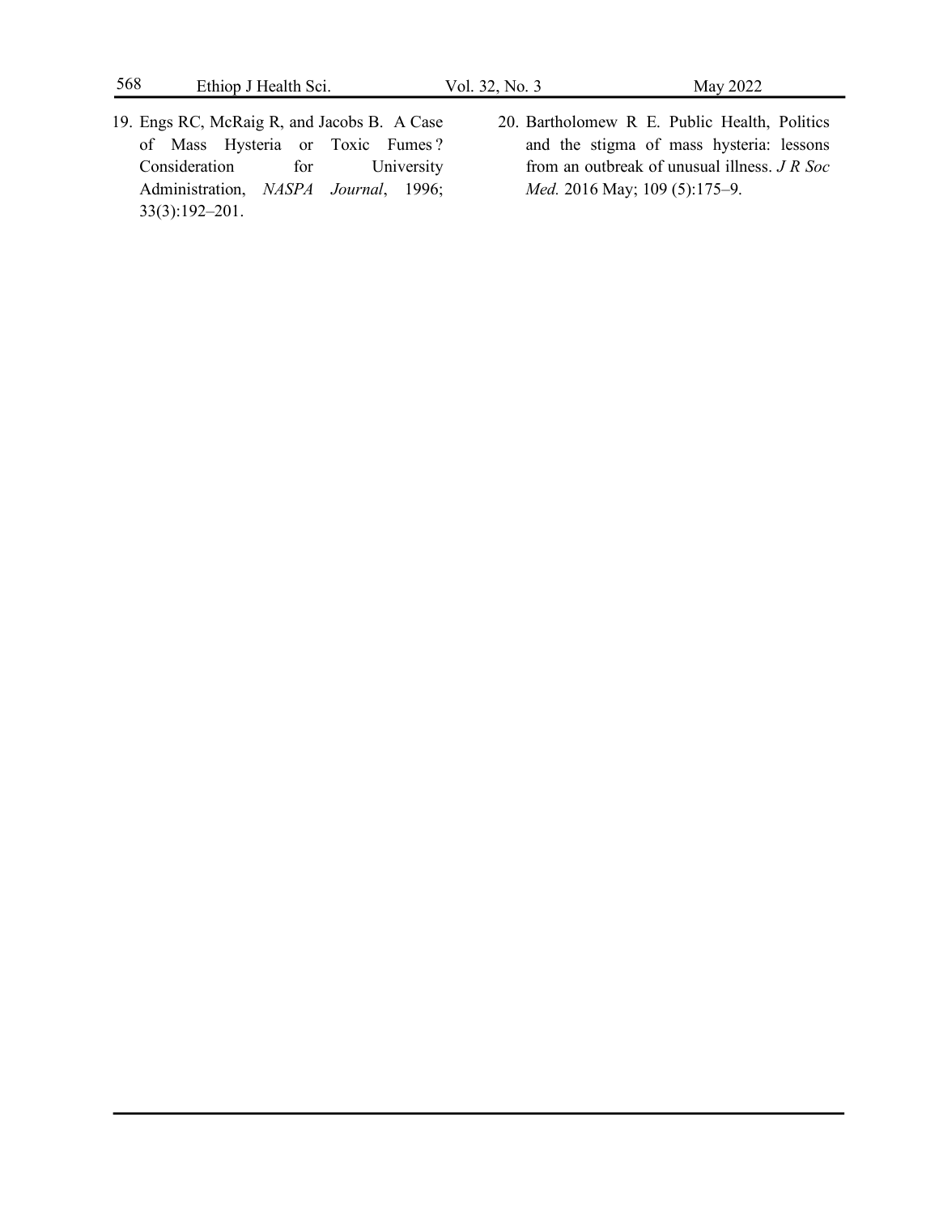19. Engs RC, McRaig R, and Jacobs B. A Case of Mass Hysteria or Toxic Fumes? Consideration for University Administration, *NASPA Journal*, 1996; 33(3):192–201.
20. Bartholomew R E. Public Health, Politics and the stigma of mass hysteria: lessons from an outbreak of unusual illness. *J R Soc Med.* 2016 May; 109 (5):175–9.